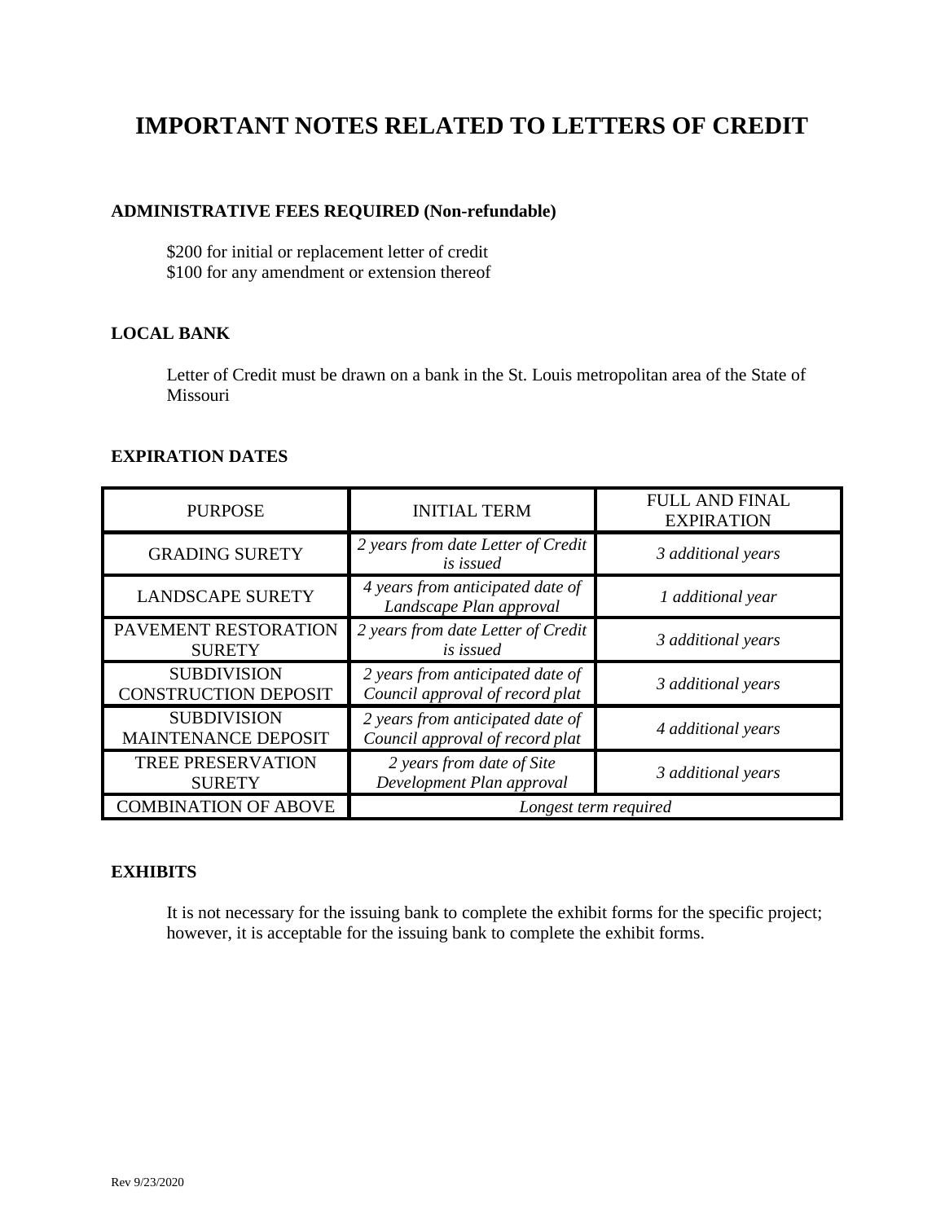# IMPORTANT NOTES RELATED TO LETTERS OF CREDIT

### ADMINISTRATIVE FEES REQUIRED (Non-refundable)

$200 for initial or replacement letter of credit
$100 for any amendment or extension thereof

### LOCAL BANK

Letter of Credit must be drawn on a bank in the St. Louis metropolitan area of the State of Missouri

### EXPIRATION DATES

| PURPOSE | INITIAL TERM | FULL AND FINAL EXPIRATION |
|---|---|---|
| GRADING SURETY | *2 years from date Letter of Credit is issued* | *3 additional years* |
| LANDSCAPE SURETY | *4 years from anticipated date of Landscape Plan approval* | *1 additional year* |
| PAVEMENT RESTORATION SURETY | *2 years from date Letter of Credit is issued* | *3 additional years* |
| SUBDIVISION CONSTRUCTION DEPOSIT | *2 years from anticipated date of Council approval of record plat* | *3 additional years* |
| SUBDIVISION MAINTENANCE DEPOSIT | *2 years from anticipated date of Council approval of record plat* | *4 additional years* |
| TREE PRESERVATION SURETY | *2 years from date of Site Development Plan approval* | *3 additional years* |
| COMBINATION OF ABOVE | *Longest term required* | |

### EXHIBITS

It is not necessary for the issuing bank to complete the exhibit forms for the specific project; however, it is acceptable for the issuing bank to complete the exhibit forms.

Rev 9/23/2020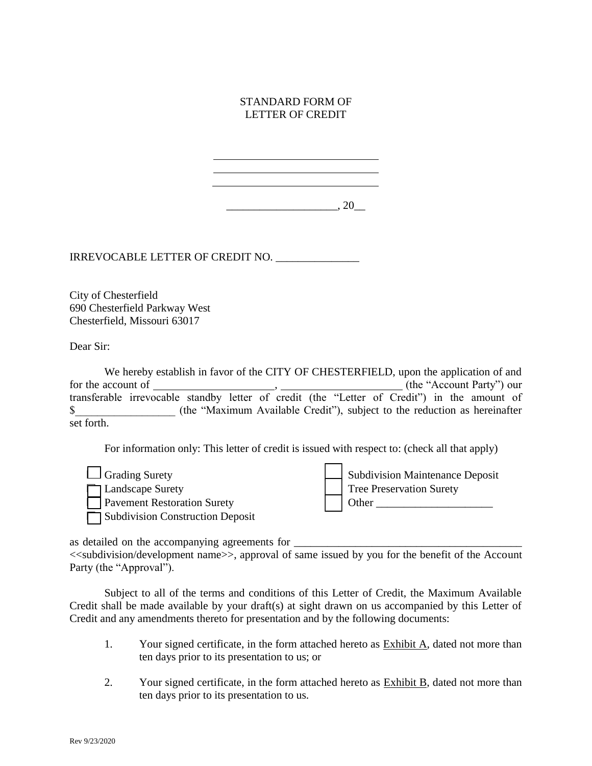STANDARD FORM OF
LETTER OF CREDIT

______________________________
______________________________
______________________________

____________________, 20__

IRREVOCABLE LETTER OF CREDIT NO. _______________

City of Chesterfield
690 Chesterfield Parkway West
Chesterfield, Missouri 63017

Dear Sir:

We hereby establish in favor of the CITY OF CHESTERFIELD, upon the application of and for the account of ______________________, ______________________ (the "Account Party") our transferable irrevocable standby letter of credit (the "Letter of Credit") in the amount of $__________________ (the "Maximum Available Credit"), subject to the reduction as hereinafter set forth.

For information only: This letter of credit is issued with respect to: (check all that apply)

- ☐ Grading Surety
- ☐ Landscape Surety
- ☐ Pavement Restoration Surety
- ☐ Subdivision Construction Deposit
- ☐ Subdivision Maintenance Deposit
- ☐ Tree Preservation Surety
- ☐ Other _____________________

as detailed on the accompanying agreements for _________________________________________ <<subdivision/development name>>, approval of same issued by you for the benefit of the Account Party (the "Approval").

Subject to all of the terms and conditions of this Letter of Credit, the Maximum Available Credit shall be made available by your draft(s) at sight drawn on us accompanied by this Letter of Credit and any amendments thereto for presentation and by the following documents:

1. Your signed certificate, in the form attached hereto as Exhibit A, dated not more than ten days prior to its presentation to us; or

2. Your signed certificate, in the form attached hereto as Exhibit B, dated not more than ten days prior to its presentation to us.

Rev 9/23/2020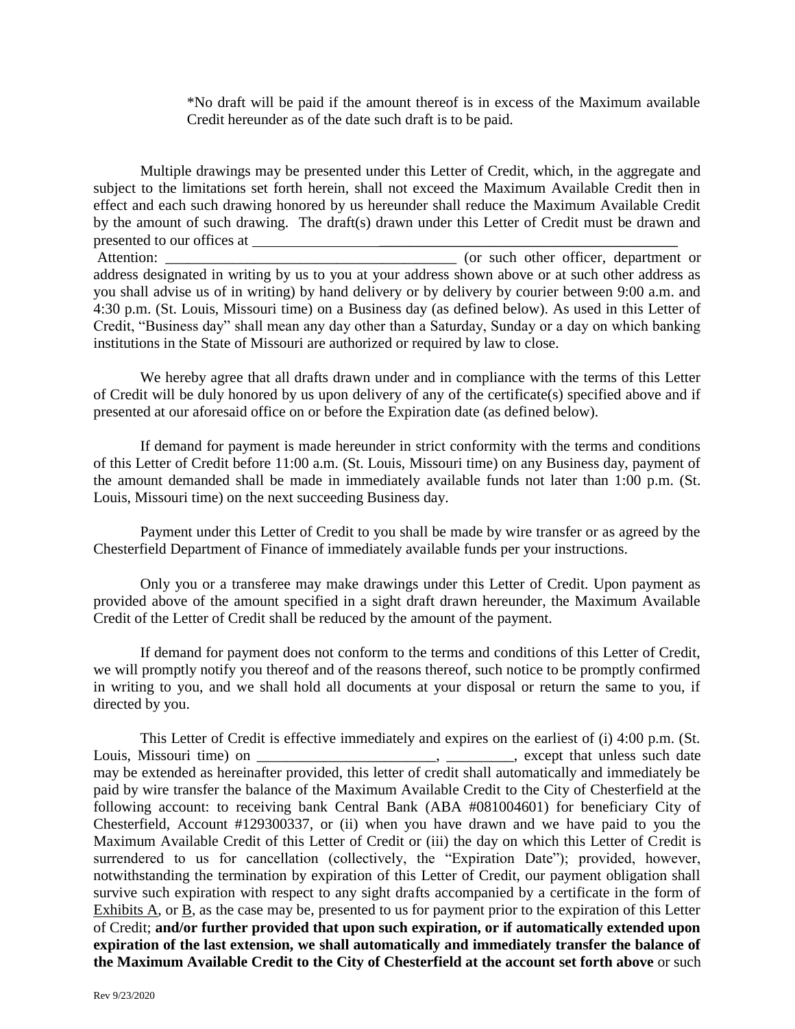*No draft will be paid if the amount thereof is in excess of the Maximum available Credit hereunder as of the date such draft is to be paid.

Multiple drawings may be presented under this Letter of Credit, which, in the aggregate and subject to the limitations set forth herein, shall not exceed the Maximum Available Credit then in effect and each such drawing honored by us hereunder shall reduce the Maximum Available Credit by the amount of such drawing. The draft(s) drawn under this Letter of Credit must be drawn and presented to our offices at ___________________________________________________________
Attention: ________________________________________ (or such other officer, department or address designated in writing by us to you at your address shown above or at such other address as you shall advise us of in writing) by hand delivery or by delivery by courier between 9:00 a.m. and 4:30 p.m. (St. Louis, Missouri time) on a Business day (as defined below). As used in this Letter of Credit, "Business day" shall mean any day other than a Saturday, Sunday or a day on which banking institutions in the State of Missouri are authorized or required by law to close.

We hereby agree that all drafts drawn under and in compliance with the terms of this Letter of Credit will be duly honored by us upon delivery of any of the certificate(s) specified above and if presented at our aforesaid office on or before the Expiration date (as defined below).

If demand for payment is made hereunder in strict conformity with the terms and conditions of this Letter of Credit before 11:00 a.m. (St. Louis, Missouri time) on any Business day, payment of the amount demanded shall be made in immediately available funds not later than 1:00 p.m. (St. Louis, Missouri time) on the next succeeding Business day.

Payment under this Letter of Credit to you shall be made by wire transfer or as agreed by the Chesterfield Department of Finance of immediately available funds per your instructions.

Only you or a transferee may make drawings under this Letter of Credit. Upon payment as provided above of the amount specified in a sight draft drawn hereunder, the Maximum Available Credit of the Letter of Credit shall be reduced by the amount of the payment.

If demand for payment does not conform to the terms and conditions of this Letter of Credit, we will promptly notify you thereof and of the reasons thereof, such notice to be promptly confirmed in writing to you, and we shall hold all documents at your disposal or return the same to you, if directed by you.

This Letter of Credit is effective immediately and expires on the earliest of (i) 4:00 p.m. (St. Louis, Missouri time) on ________________________, _________, except that unless such date may be extended as hereinafter provided, this letter of credit shall automatically and immediately be paid by wire transfer the balance of the Maximum Available Credit to the City of Chesterfield at the following account: to receiving bank Central Bank (ABA #081004601) for beneficiary City of Chesterfield, Account #129300337, or (ii) when you have drawn and we have paid to you the Maximum Available Credit of this Letter of Credit or (iii) the day on which this Letter of Credit is surrendered to us for cancellation (collectively, the "Expiration Date"); provided, however, notwithstanding the termination by expiration of this Letter of Credit, our payment obligation shall survive such expiration with respect to any sight drafts accompanied by a certificate in the form of Exhibits A, or B, as the case may be, presented to us for payment prior to the expiration of this Letter of Credit; **and/or further provided that upon such expiration, or if automatically extended upon expiration of the last extension, we shall automatically and immediately transfer the balance of the Maximum Available Credit to the City of Chesterfield at the account set forth above** or such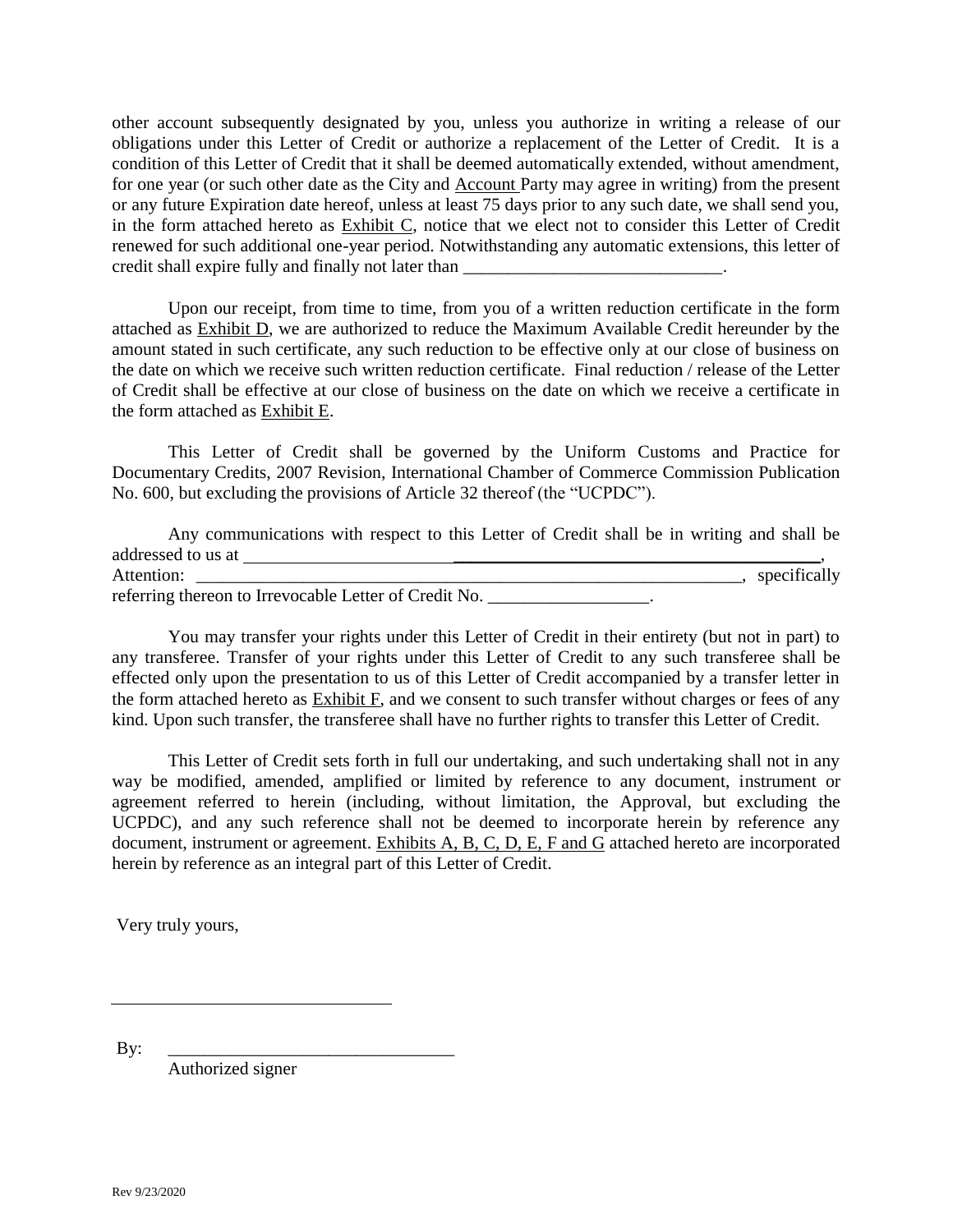other account subsequently designated by you, unless you authorize in writing a release of our obligations under this Letter of Credit or authorize a replacement of the Letter of Credit. It is a condition of this Letter of Credit that it shall be deemed automatically extended, without amendment, for one year (or such other date as the City and Account Party may agree in writing) from the present or any future Expiration date hereof, unless at least 75 days prior to any such date, we shall send you, in the form attached hereto as Exhibit C, notice that we elect not to consider this Letter of Credit renewed for such additional one-year period. Notwithstanding any automatic extensions, this letter of credit shall expire fully and finally not later than ______________________________.

Upon our receipt, from time to time, from you of a written reduction certificate in the form attached as Exhibit D, we are authorized to reduce the Maximum Available Credit hereunder by the amount stated in such certificate, any such reduction to be effective only at our close of business on the date on which we receive such written reduction certificate. Final reduction / release of the Letter of Credit shall be effective at our close of business on the date on which we receive a certificate in the form attached as Exhibit E.

This Letter of Credit shall be governed by the Uniform Customs and Practice for Documentary Credits, 2007 Revision, International Chamber of Commerce Commission Publication No. 600, but excluding the provisions of Article 32 thereof (the "UCPDC").

Any communications with respect to this Letter of Credit shall be in writing and shall be addressed to us at ______________________________________________________________, Attention: ________________________________________________________________, specifically referring thereon to Irrevocable Letter of Credit No. __________________.

You may transfer your rights under this Letter of Credit in their entirety (but not in part) to any transferee. Transfer of your rights under this Letter of Credit to any such transferee shall be effected only upon the presentation to us of this Letter of Credit accompanied by a transfer letter in the form attached hereto as Exhibit F, and we consent to such transfer without charges or fees of any kind. Upon such transfer, the transferee shall have no further rights to transfer this Letter of Credit.

This Letter of Credit sets forth in full our undertaking, and such undertaking shall not in any way be modified, amended, amplified or limited by reference to any document, instrument or agreement referred to herein (including, without limitation, the Approval, but excluding the UCPDC), and any such reference shall not be deemed to incorporate herein by reference any document, instrument or agreement. Exhibits A, B, C, D, E, F and G attached hereto are incorporated herein by reference as an integral part of this Letter of Credit.

Very truly yours,

________________________________

By: ________________________________
Authorized signer

Rev 9/23/2020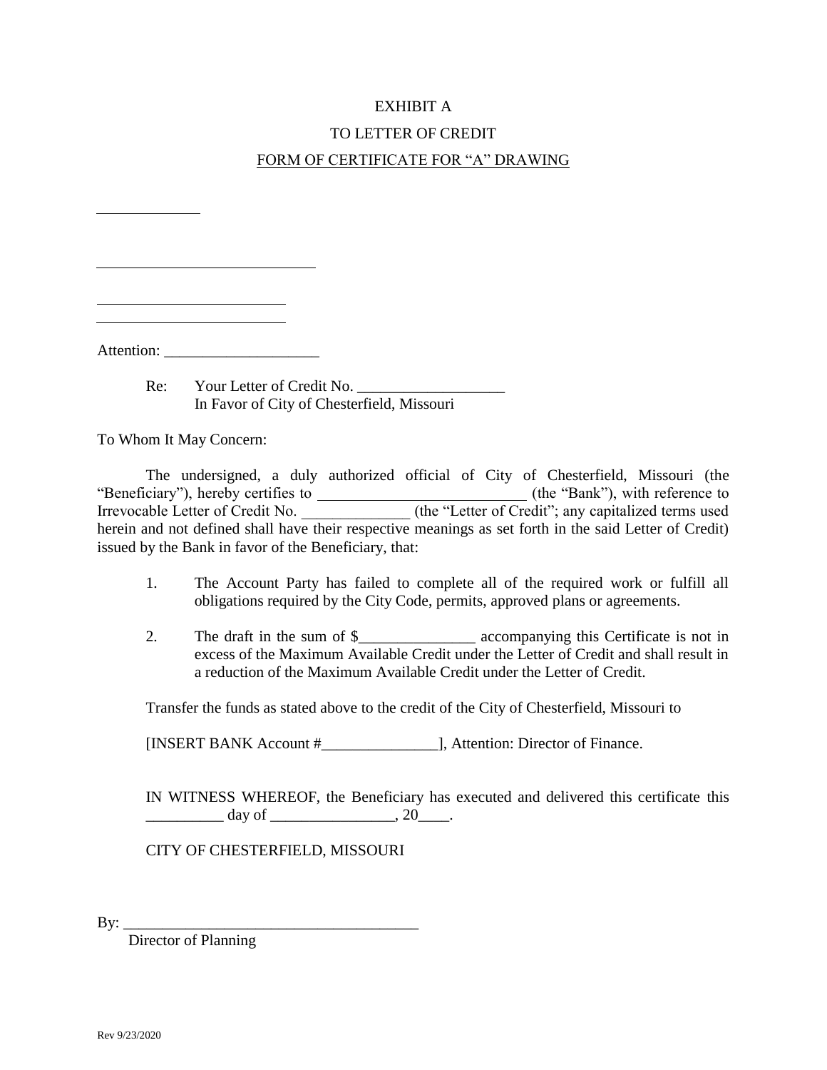EXHIBIT A

TO LETTER OF CREDIT

FORM OF CERTIFICATE FOR "A" DRAWING

____________

__________________________

______________________
______________________

Attention: ____________________

Re: Your Letter of Credit No. ___________________
In Favor of City of Chesterfield, Missouri

To Whom It May Concern:

The undersigned, a duly authorized official of City of Chesterfield, Missouri (the "Beneficiary"), hereby certifies to ___________________________ (the "Bank"), with reference to Irrevocable Letter of Credit No. ______________ (the "Letter of Credit"; any capitalized terms used herein and not defined shall have their respective meanings as set forth in the said Letter of Credit) issued by the Bank in favor of the Beneficiary, that:

1. The Account Party has failed to complete all of the required work or fulfill all obligations required by the City Code, permits, approved plans or agreements.

2. The draft in the sum of $_______________ accompanying this Certificate is not in excess of the Maximum Available Credit under the Letter of Credit and shall result in a reduction of the Maximum Available Credit under the Letter of Credit.

Transfer the funds as stated above to the credit of the City of Chesterfield, Missouri to

[INSERT BANK Account #_______________], Attention: Director of Finance.

IN WITNESS WHEREOF, the Beneficiary has executed and delivered this certificate this __________ day of ________________, 20____.

CITY OF CHESTERFIELD, MISSOURI

By: ______________________________________
Director of Planning

Rev 9/23/2020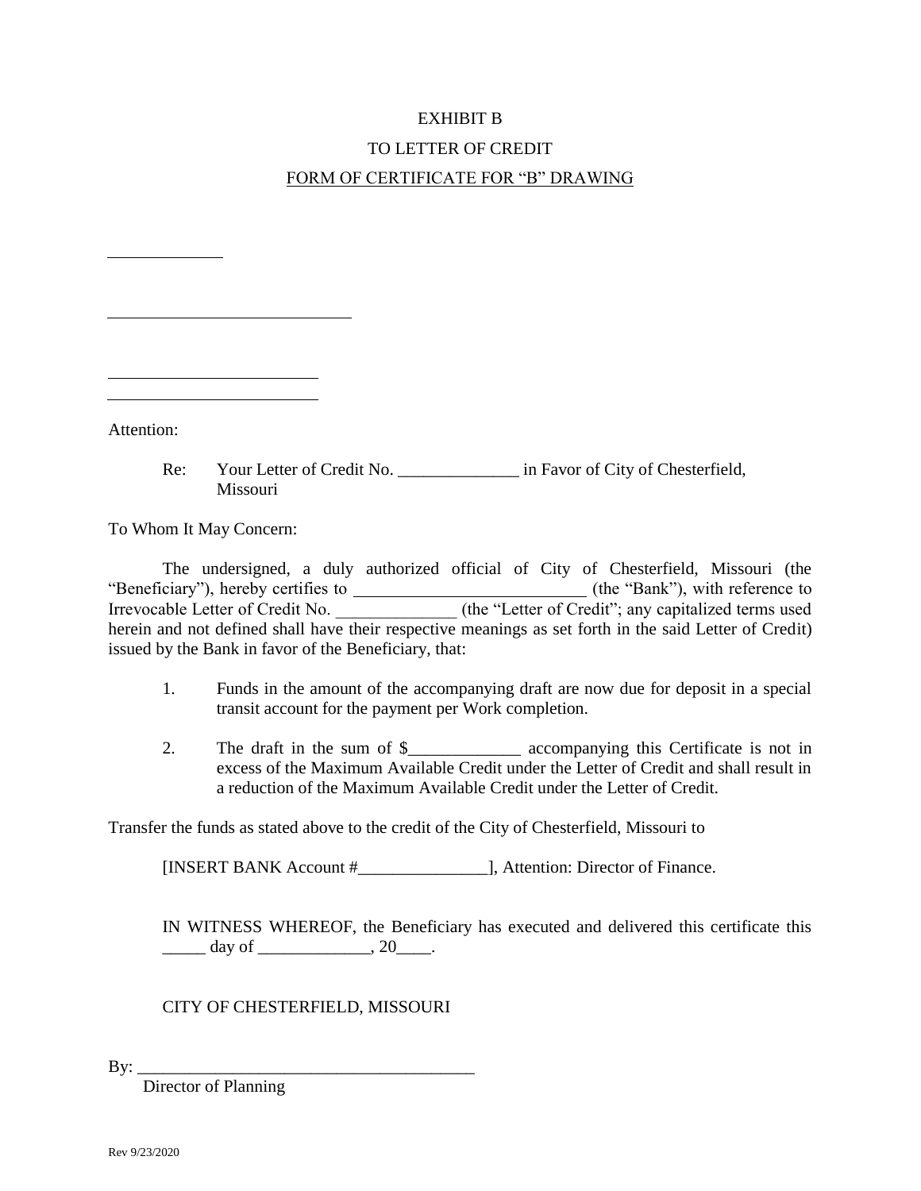EXHIBIT B

TO LETTER OF CREDIT

FORM OF CERTIFICATE FOR “B” DRAWING

_____________

____________________________

________________________
________________________

Attention:

Re: Your Letter of Credit No. ______________ in Favor of City of Chesterfield, Missouri

To Whom It May Concern:

The undersigned, a duly authorized official of City of Chesterfield, Missouri (the “Beneficiary”), hereby certifies to ___________________________ (the “Bank”), with reference to Irrevocable Letter of Credit No. ______________ (the “Letter of Credit”; any capitalized terms used herein and not defined shall have their respective meanings as set forth in the said Letter of Credit) issued by the Bank in favor of the Beneficiary, that:

1. Funds in the amount of the accompanying draft are now due for deposit in a special transit account for the payment per Work completion.

2. The draft in the sum of $_____________ accompanying this Certificate is not in excess of the Maximum Available Credit under the Letter of Credit and shall result in a reduction of the Maximum Available Credit under the Letter of Credit.

Transfer the funds as stated above to the credit of the City of Chesterfield, Missouri to

[INSERT BANK Account #_______________], Attention: Director of Finance.

IN WITNESS WHEREOF, the Beneficiary has executed and delivered this certificate this _____ day of _____________, 20____.

CITY OF CHESTERFIELD, MISSOURI

By: ________________________________________
Director of Planning

Rev 9/23/2020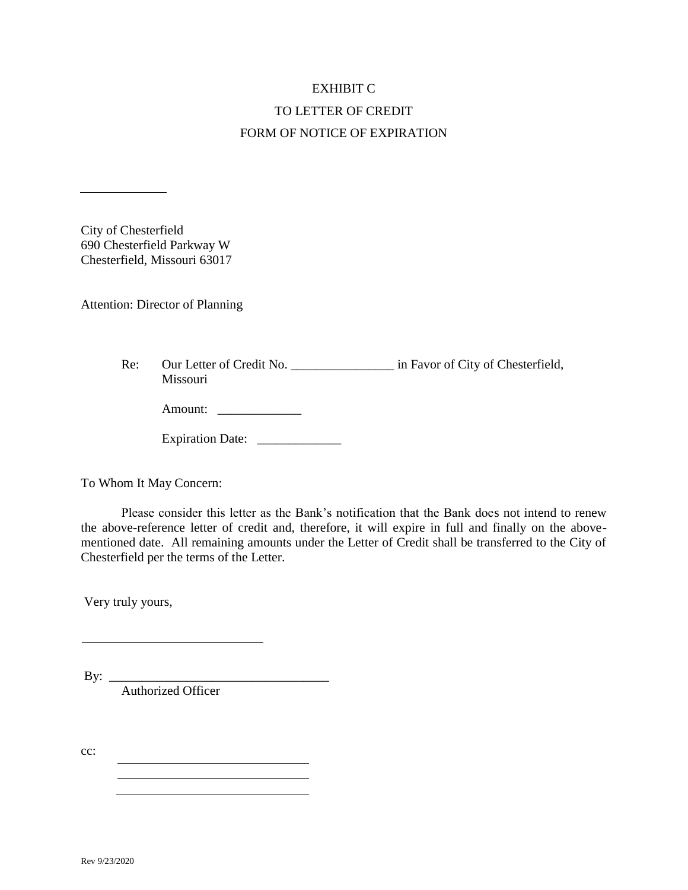# EXHIBIT C
## TO LETTER OF CREDIT
## FORM OF NOTICE OF EXPIRATION

_____________

City of Chesterfield
690 Chesterfield Parkway W
Chesterfield, Missouri 63017

Attention: Director of Planning

Re: Our Letter of Credit No. ________________ in Favor of City of Chesterfield, Missouri

Amount: _____________

Expiration Date: _____________

To Whom It May Concern:

Please consider this letter as the Bank's notification that the Bank does not intend to renew the above-reference letter of credit and, therefore, it will expire in full and finally on the above-mentioned date. All remaining amounts under the Letter of Credit shall be transferred to the City of Chesterfield per the terms of the Letter.

Very truly yours,

____________________________

By: __________________________________
Authorized Officer

cc: ______________________________
______________________________
______________________________

Rev 9/23/2020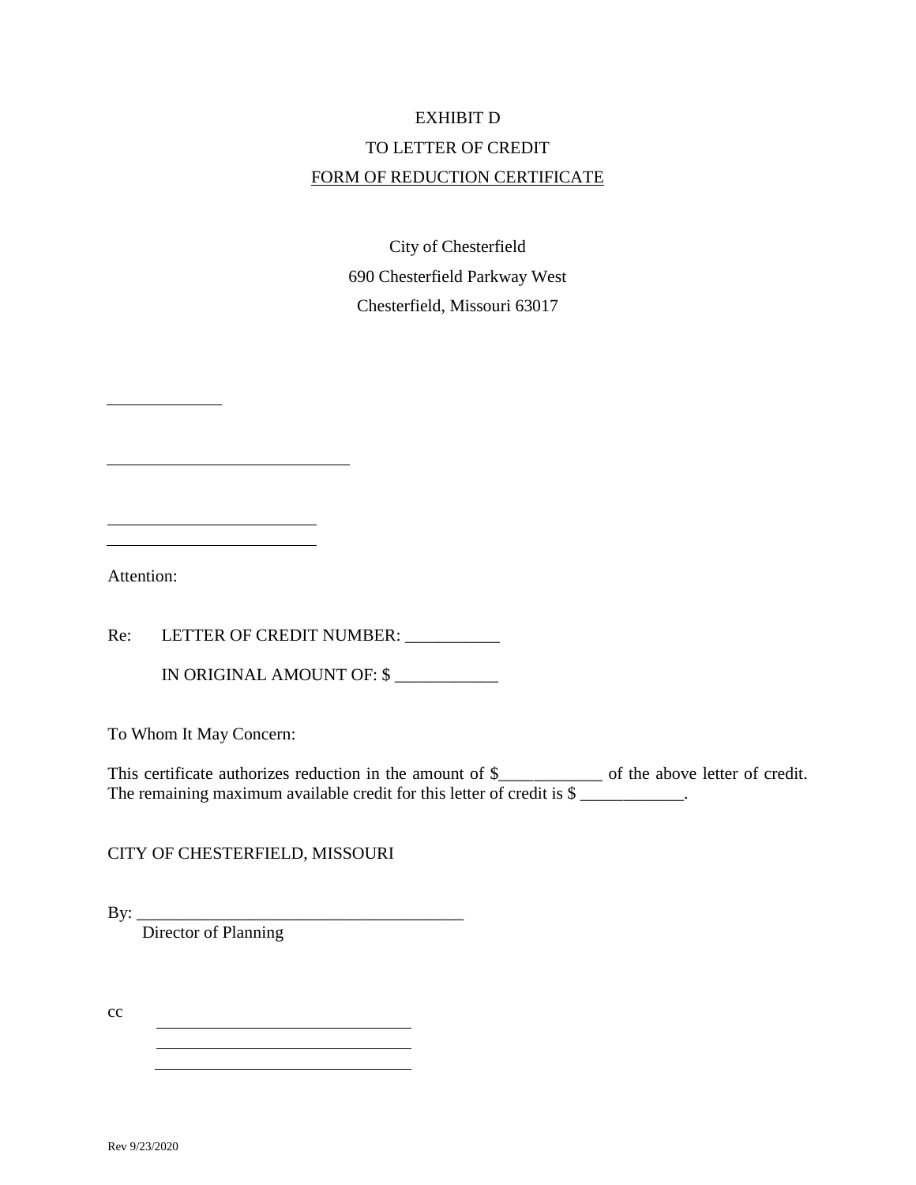EXHIBIT D

TO LETTER OF CREDIT

FORM OF REDUCTION CERTIFICATE

City of Chesterfield
690 Chesterfield Parkway West
Chesterfield, Missouri 63017

\_\_\_\_\_\_\_\_\_\_\_\_

\_\_\_\_\_\_\_\_\_\_\_\_\_\_\_\_\_\_\_\_\_\_\_\_\_\_

\_\_\_\_\_\_\_\_\_\_\_\_\_\_\_\_\_\_\_\_\_\_\_
\_\_\_\_\_\_\_\_\_\_\_\_\_\_\_\_\_\_\_\_\_\_\_

Attention:

Re: LETTER OF CREDIT NUMBER: \_\_\_\_\_\_\_\_\_\_\_

IN ORIGINAL AMOUNT OF: $ \_\_\_\_\_\_\_\_\_\_\_\_

To Whom It May Concern:

This certificate authorizes reduction in the amount of $\_\_\_\_\_\_\_\_\_\_\_\_ of the above letter of credit. The remaining maximum available credit for this letter of credit is $ \_\_\_\_\_\_\_\_\_\_\_\_.

CITY OF CHESTERFIELD, MISSOURI

By: \_\_\_\_\_\_\_\_\_\_\_\_\_\_\_\_\_\_\_\_\_\_\_\_\_\_\_\_\_\_\_\_\_\_\_\_\_\_\_
Director of Planning

cc \_\_\_\_\_\_\_\_\_\_\_\_\_\_\_\_\_\_\_\_\_\_\_\_\_\_\_\_
\_\_\_\_\_\_\_\_\_\_\_\_\_\_\_\_\_\_\_\_\_\_\_\_\_\_\_\_
\_\_\_\_\_\_\_\_\_\_\_\_\_\_\_\_\_\_\_\_\_\_\_\_\_\_\_\_

Rev 9/23/2020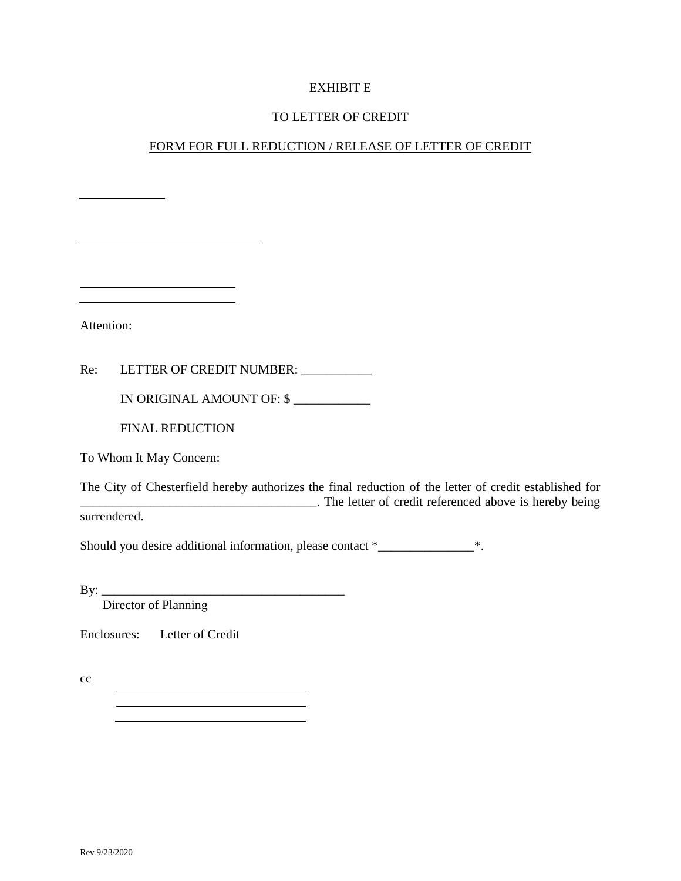EXHIBIT E

TO LETTER OF CREDIT

FORM FOR FULL REDUCTION / RELEASE OF LETTER OF CREDIT

\_\_\_\_\_\_\_\_\_\_\_\_\_

\_\_\_\_\_\_\_\_\_\_\_\_\_\_\_\_\_\_\_\_\_\_\_\_\_\_\_\_

\_\_\_\_\_\_\_\_\_\_\_\_\_\_\_\_\_\_\_\_\_\_\_\_
\_\_\_\_\_\_\_\_\_\_\_\_\_\_\_\_\_\_\_\_\_\_\_\_

Attention:

Re: LETTER OF CREDIT NUMBER: ___________

IN ORIGINAL AMOUNT OF: $ ____________

FINAL REDUCTION

To Whom It May Concern:

The City of Chesterfield hereby authorizes the final reduction of the letter of credit established for _____________________________________. The letter of credit referenced above is hereby being surrendered.

Should you desire additional information, please contact *_______________*.

By: ______________________________________
Director of Planning

Enclosures: Letter of Credit

cc \_\_\_\_\_\_\_\_\_\_\_\_\_\_\_\_\_\_\_\_\_\_\_\_\_\_\_\_\_
\_\_\_\_\_\_\_\_\_\_\_\_\_\_\_\_\_\_\_\_\_\_\_\_\_\_\_\_\_
\_\_\_\_\_\_\_\_\_\_\_\_\_\_\_\_\_\_\_\_\_\_\_\_\_\_\_\_\_

Rev 9/23/2020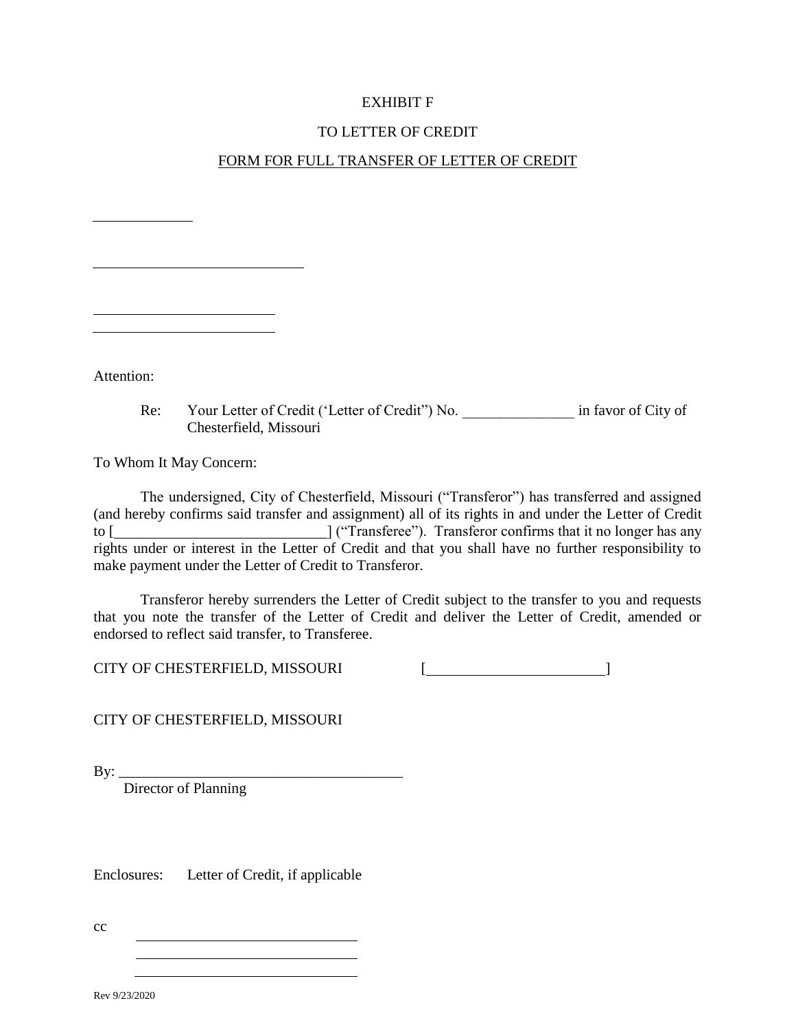EXHIBIT F

TO LETTER OF CREDIT

<u>FORM FOR FULL TRANSFER OF LETTER OF CREDIT</u>

\_\_\_\_\_\_\_\_\_\_\_\_

\_\_\_\_\_\_\_\_\_\_\_\_\_\_\_\_\_\_\_\_\_\_\_\_\_\_

\_\_\_\_\_\_\_\_\_\_\_\_\_\_\_\_\_\_\_\_\_\_
\_\_\_\_\_\_\_\_\_\_\_\_\_\_\_\_\_\_\_\_\_\_

Attention:

Re: Your Letter of Credit ('Letter of Credit") No. _______________ in favor of City of Chesterfield, Missouri

To Whom It May Concern:

The undersigned, City of Chesterfield, Missouri ("Transferor") has transferred and assigned (and hereby confirms said transfer and assignment) all of its rights in and under the Letter of Credit to [____________________________] ("Transferee"). Transferor confirms that it no longer has any rights under or interest in the Letter of Credit and that you shall have no further responsibility to make payment under the Letter of Credit to Transferor.

Transferor hereby surrenders the Letter of Credit subject to the transfer to you and requests that you note the transfer of the Letter of Credit and deliver the Letter of Credit, amended or endorsed to reflect said transfer, to Transferee.

CITY OF CHESTERFIELD, MISSOURI [________________________]

CITY OF CHESTERFIELD, MISSOURI

By: ______________________________________
Director of Planning

Enclosures: Letter of Credit, if applicable

cc ______________________________
______________________________
______________________________

Rev 9/23/2020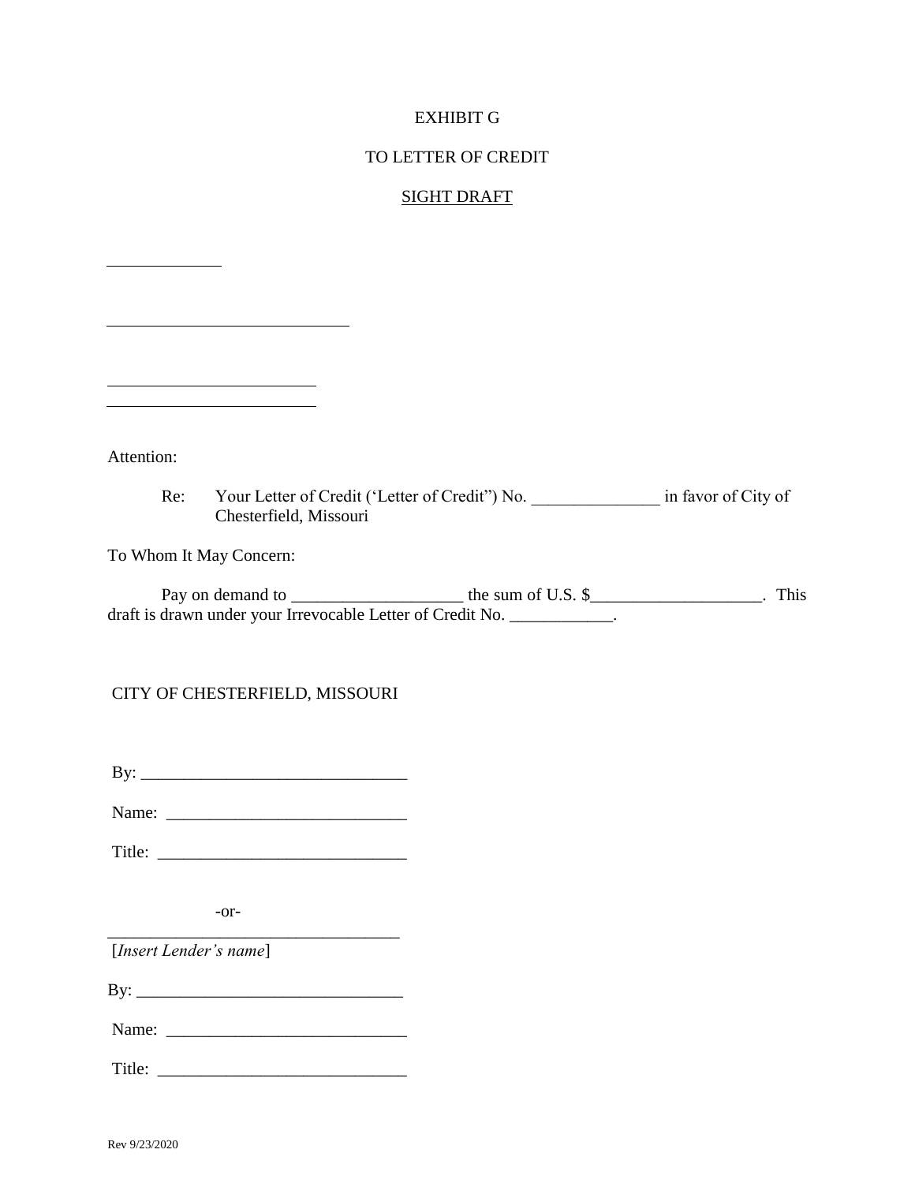EXHIBIT G

TO LETTER OF CREDIT

SIGHT DRAFT

\_\_\_\_\_\_\_\_\_\_\_\_\_

\_\_\_\_\_\_\_\_\_\_\_\_\_\_\_\_\_\_\_\_\_\_\_\_\_\_\_\_

\_\_\_\_\_\_\_\_\_\_\_\_\_\_\_\_\_\_\_\_\_\_\_\_

\_\_\_\_\_\_\_\_\_\_\_\_\_\_\_\_\_\_\_\_\_\_\_\_

Attention:

Re: Your Letter of Credit ('Letter of Credit") No. _______________ in favor of City of Chesterfield, Missouri

To Whom It May Concern:

Pay on demand to ____________________ the sum of U.S. $____________________. This draft is drawn under your Irrevocable Letter of Credit No. ____________.

CITY OF CHESTERFIELD, MISSOURI

By: _______________________________

Name: ____________________________

Title: _____________________________

-or-

__________________________________

[*Insert Lender's name*]

By: _______________________________

Name: ____________________________

Title: _____________________________

Rev 9/23/2020